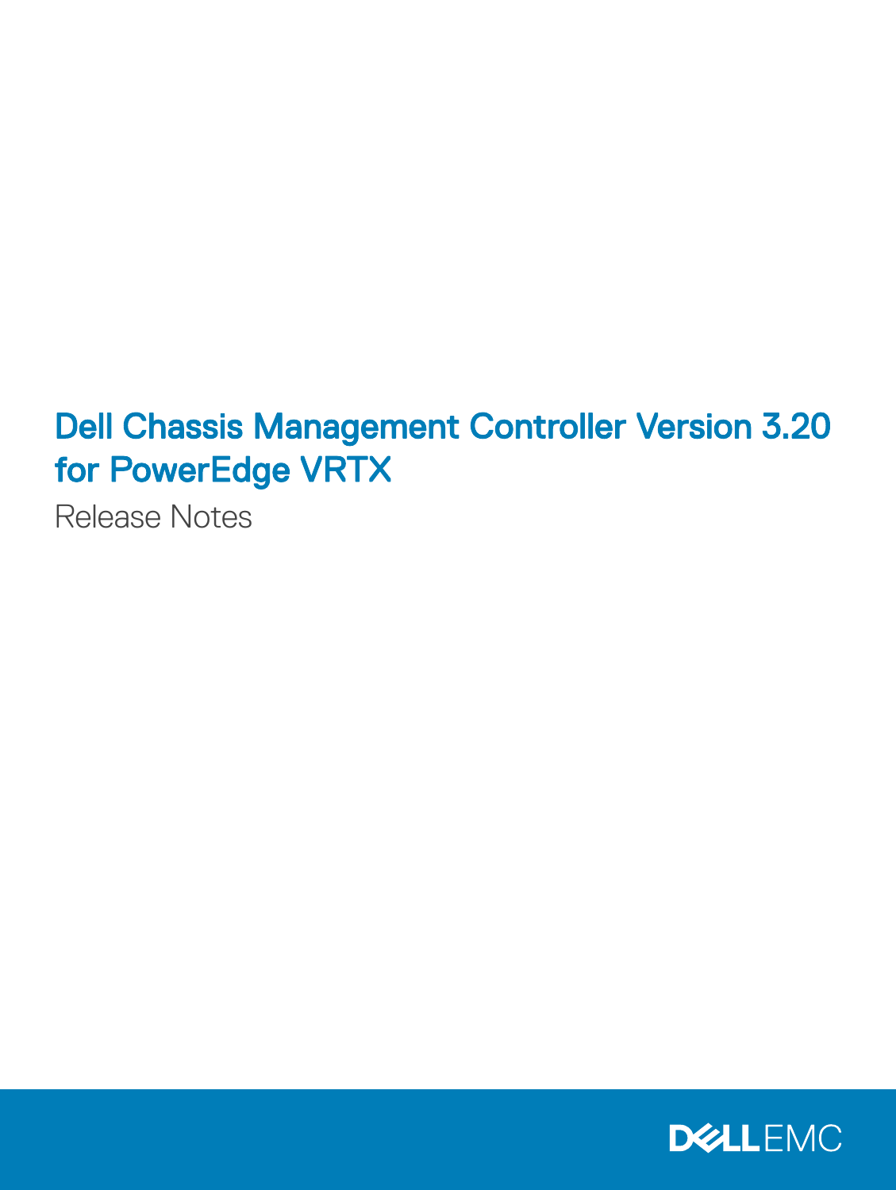# Dell Chassis Management Controller Version 3.20 for PowerEdge VRTX

Release Notes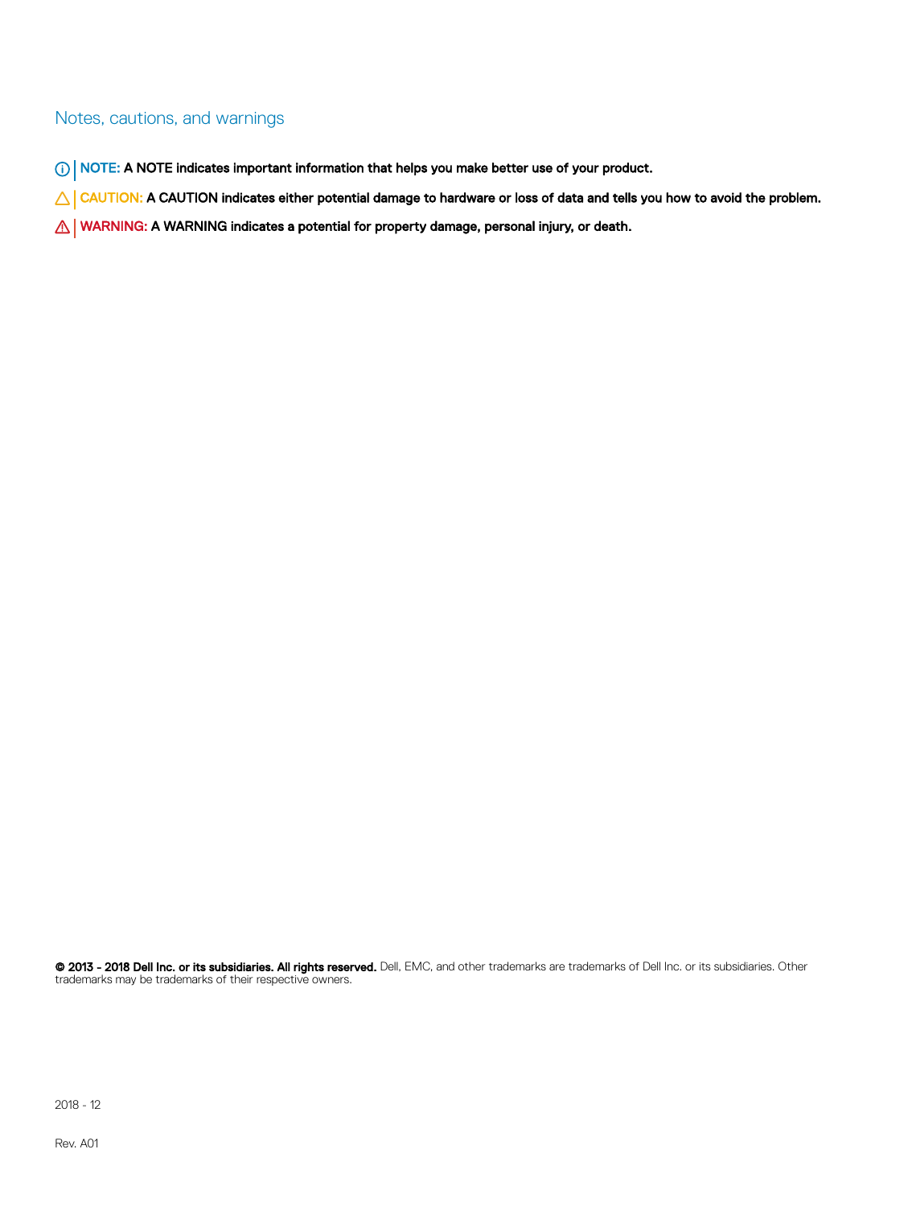## Notes, cautions, and warnings

**NOTE: A NOTE indicates important information that helps you make better use of your product.**

**CAUTION: A CAUTION indicates either potential damage to hardware or loss of data and tells you how to avoid the problem.**

**WARNING: A WARNING indicates a potential for property damage, personal injury, or death.**

**© 2013 - 2018 Dell Inc. or its subsidiaries. All rights reserved.** Dell, EMC, and other trademarks are trademarks of Dell Inc. or its subsidiaries. Other trademarks may be trademarks of their respective owners.

2018 - 12

Rev. A01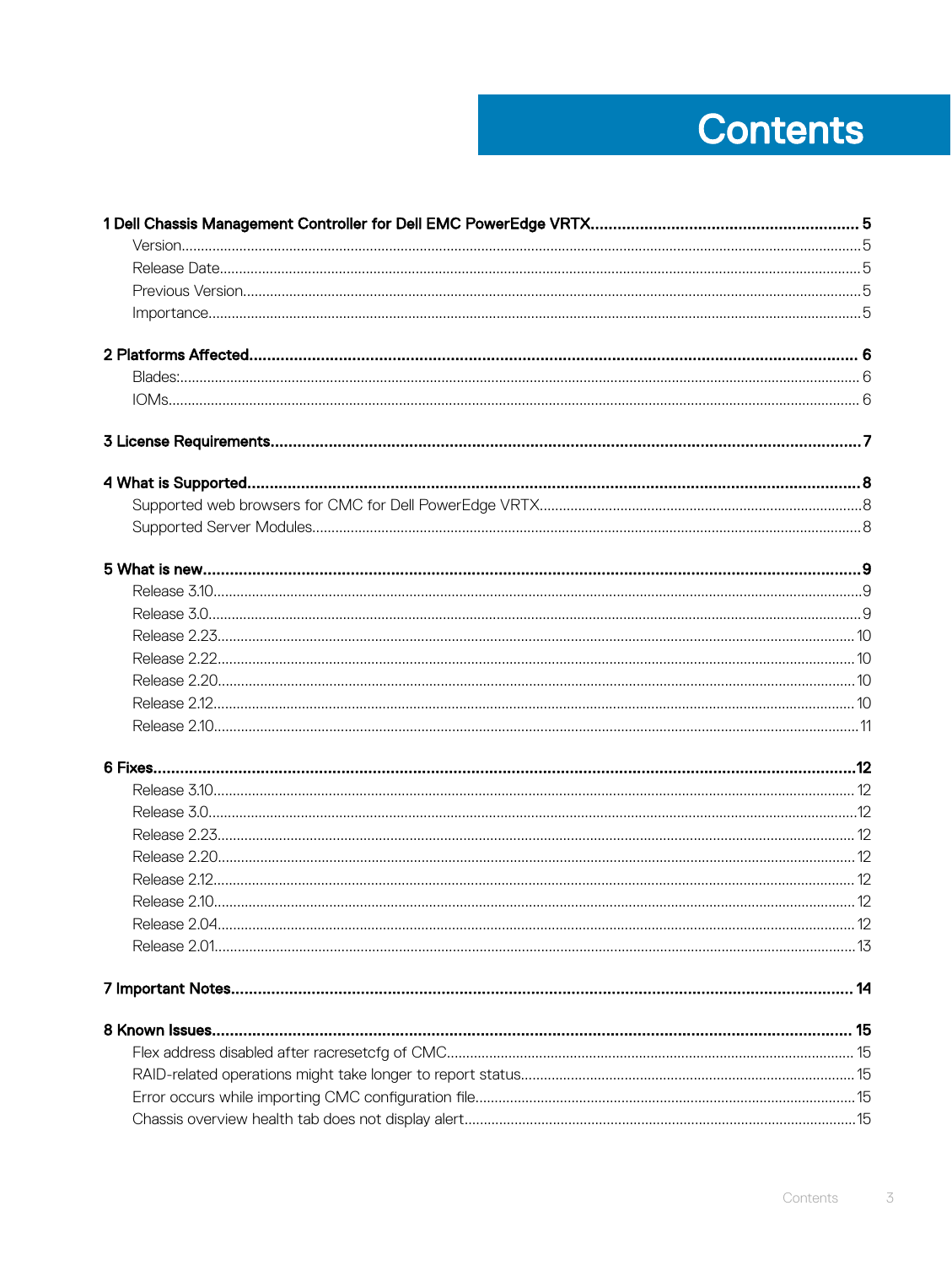# Contents

**1 Dell Chassis Management Controller for Dell EMC PowerEdge VRTX....................................................... 5**

- Version.......................................................................................................... 5
- Release Date.................................................................................................. 5
- Previous Version............................................................................................ 5
- Importance..................................................................................................... 5

**2 Platforms Affected.......................................................................................... 6**

- Blades:.......................................................................................................... 6
- IOMs............................................................................................................. 6

**3 License Requirements....................................................................................... 7**

**4 What is Supported............................................................................................ 8**

- Supported web browsers for CMC for Dell PowerEdge VRTX................................... 8
- Supported Server Modules................................................................................. 8

**5 What is new...................................................................................................... 9**

- Release 3.10................................................................................................... 9
- Release 3.0..................................................................................................... 9
- Release 2.23................................................................................................... 10
- Release 2.22................................................................................................... 10
- Release 2.20................................................................................................... 10
- Release 2.12................................................................................................... 10
- Release 2.10................................................................................................... 11

**6 Fixes................................................................................................................ 12**

- Release 3.10................................................................................................... 12
- Release 3.0..................................................................................................... 12
- Release 2.23................................................................................................... 12
- Release 2.20................................................................................................... 12
- Release 2.12................................................................................................... 12
- Release 2.10................................................................................................... 12
- Release 2.04................................................................................................... 12
- Release 2.01................................................................................................... 13

**7 Important Notes.............................................................................................. 14**

**8 Known Issues................................................................................................... 15**

- Flex address disabled after racresetcfg of CMC.................................................... 15
- RAID-related operations might take longer to report status.................................... 15
- Error occurs while importing CMC configuration file.............................................. 15
- Chassis overview health tab does not display alert............................................... 15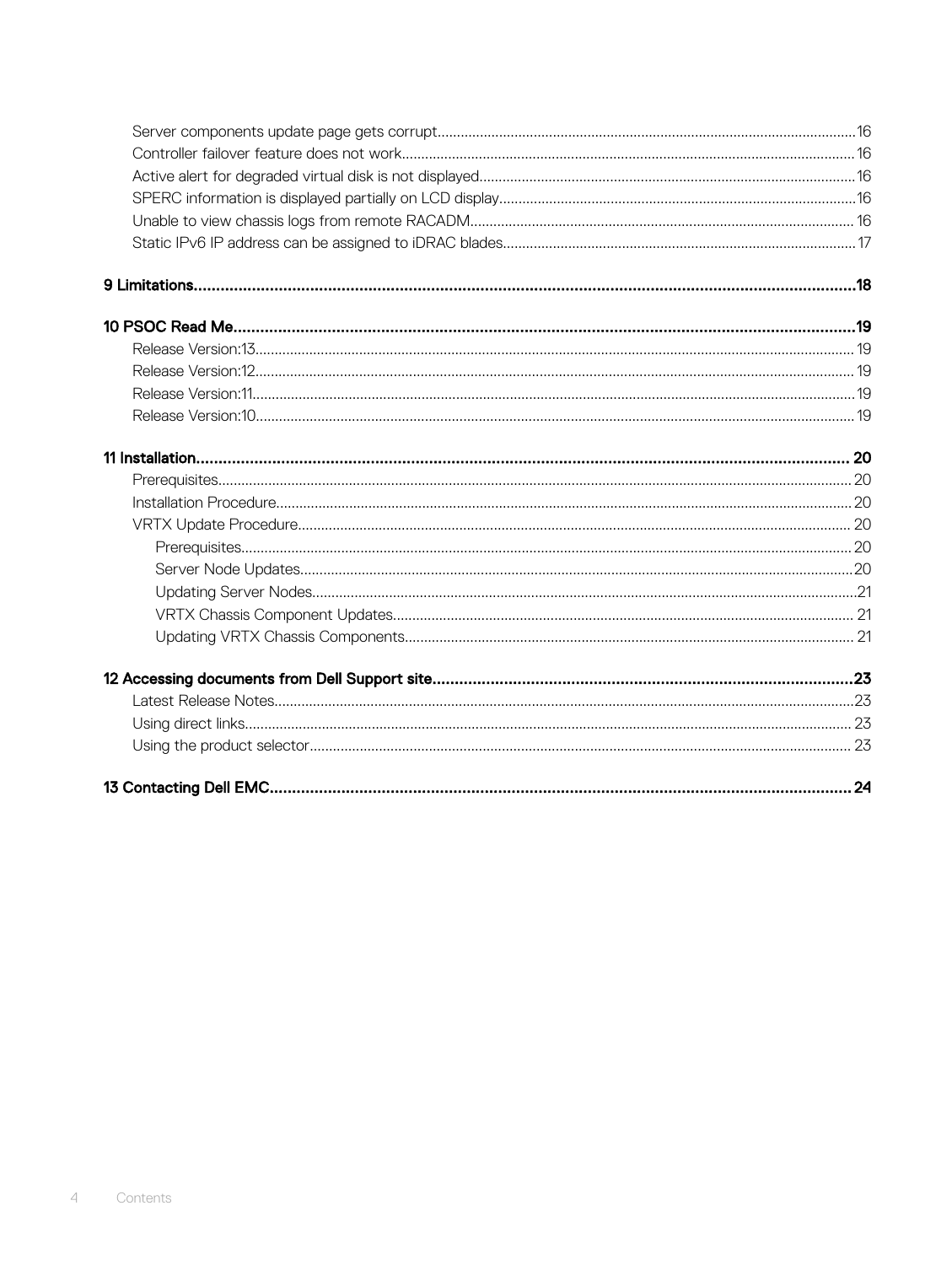Server components update page gets corrupt....16
Controller failover feature does not work....16
Active alert for degraded virtual disk is not displayed....16
SPERC information is displayed partially on LCD display....16
Unable to view chassis logs from remote RACADM....16
Static IPv6 IP address can be assigned to iDRAC blades....17

**9 Limitations....18**

**10 PSOC Read Me....19**

Release Version:13....19
Release Version:12....19
Release Version:11....19
Release Version:10....19

**11 Installation....20**

Prerequisites....20
Installation Procedure....20
VRTX Update Procedure....20
- Prerequisites....20
- Server Node Updates....20
- Updating Server Nodes....21
- VRTX Chassis Component Updates....21
- Updating VRTX Chassis Components....21

**12 Accessing documents from Dell Support site....23**

Latest Release Notes....23
Using direct links....23
Using the product selector....23

**13 Contacting Dell EMC....24**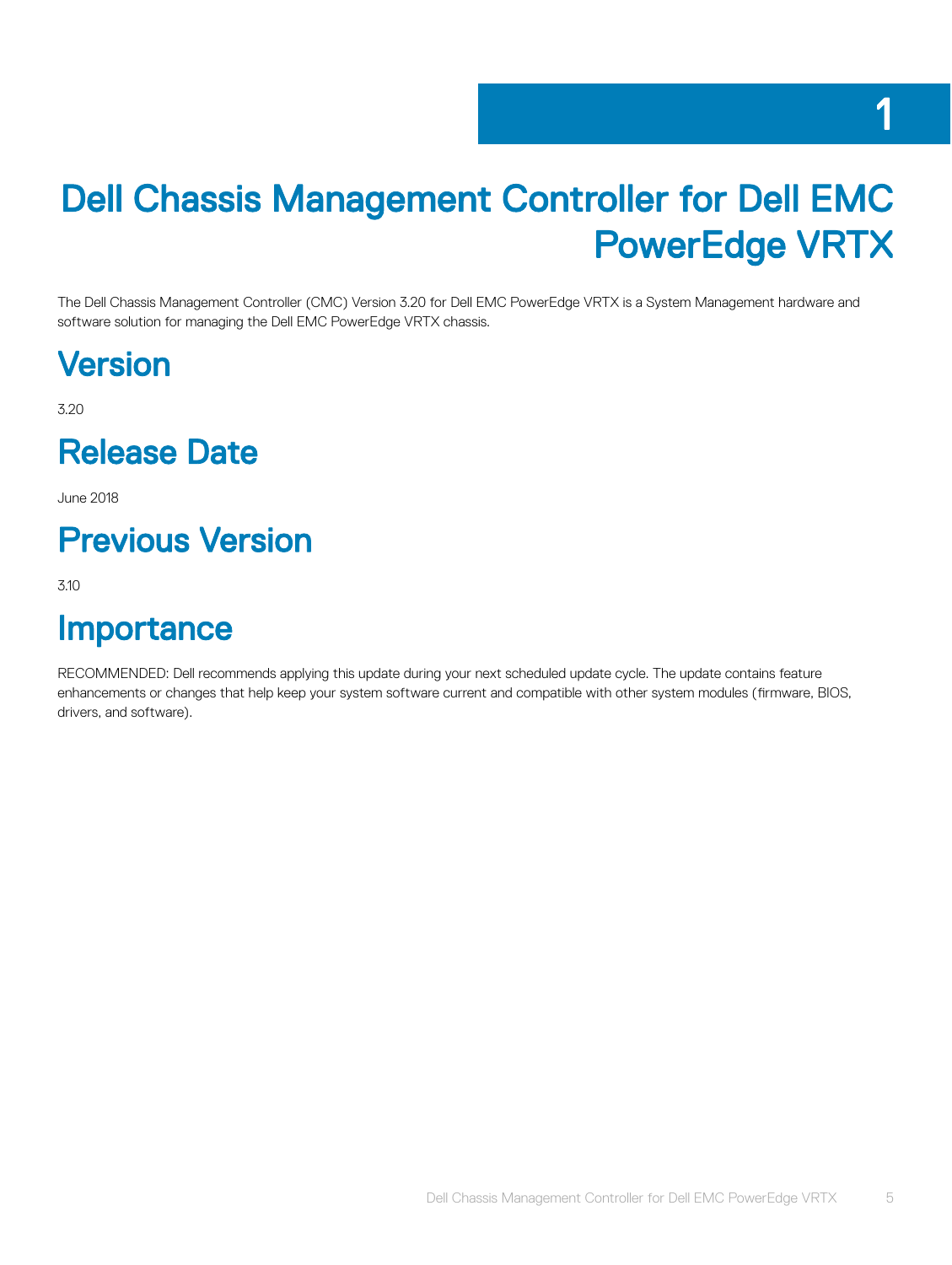# 1 Dell Chassis Management Controller for Dell EMC PowerEdge VRTX

The Dell Chassis Management Controller (CMC) Version 3.20 for Dell EMC PowerEdge VRTX is a System Management hardware and software solution for managing the Dell EMC PowerEdge VRTX chassis.

## Version

3.20

## Release Date

June 2018

## Previous Version

3.10

## Importance

RECOMMENDED: Dell recommends applying this update during your next scheduled update cycle. The update contains feature enhancements or changes that help keep your system software current and compatible with other system modules (firmware, BIOS, drivers, and software).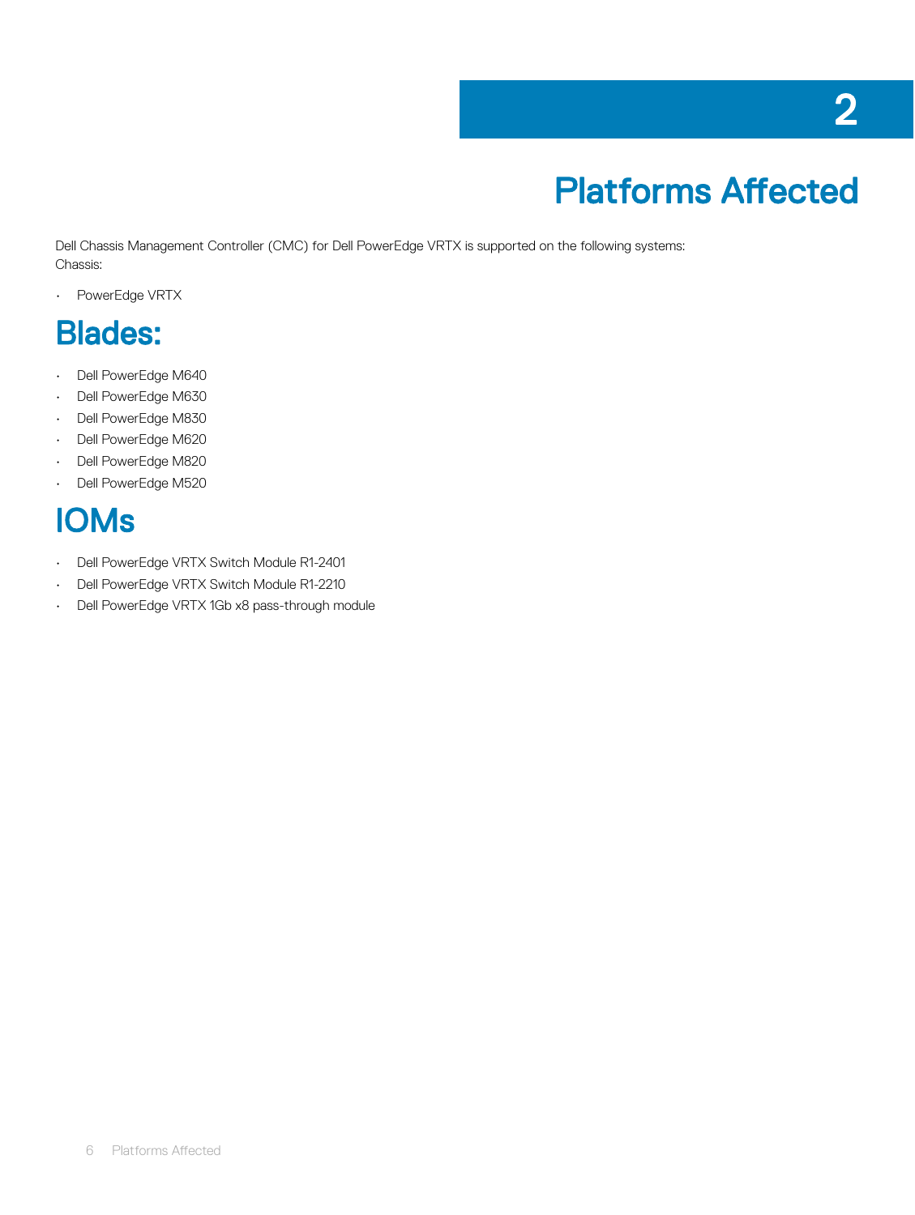# 2 Platforms Affected

Dell Chassis Management Controller (CMC) for Dell PowerEdge VRTX is supported on the following systems:
Chassis:

- PowerEdge VRTX

## Blades:

- Dell PowerEdge M640
- Dell PowerEdge M630
- Dell PowerEdge M830
- Dell PowerEdge M620
- Dell PowerEdge M820
- Dell PowerEdge M520

## IOMs

- Dell PowerEdge VRTX Switch Module R1-2401
- Dell PowerEdge VRTX Switch Module R1-2210
- Dell PowerEdge VRTX 1Gb x8 pass-through module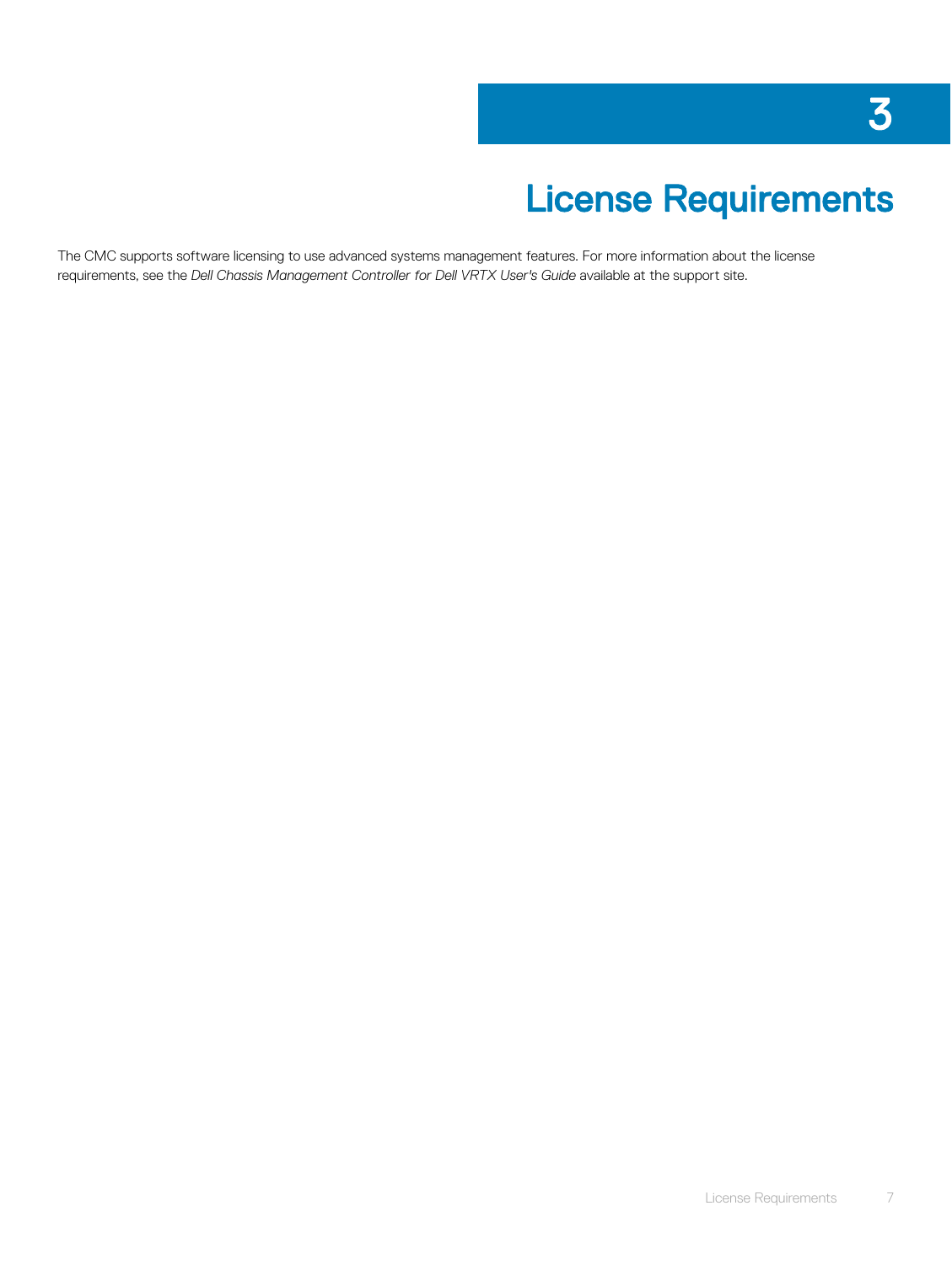# 3 License Requirements

The CMC supports software licensing to use advanced systems management features. For more information about the license requirements, see the *Dell Chassis Management Controller for Dell VRTX User's Guide* available at the support site.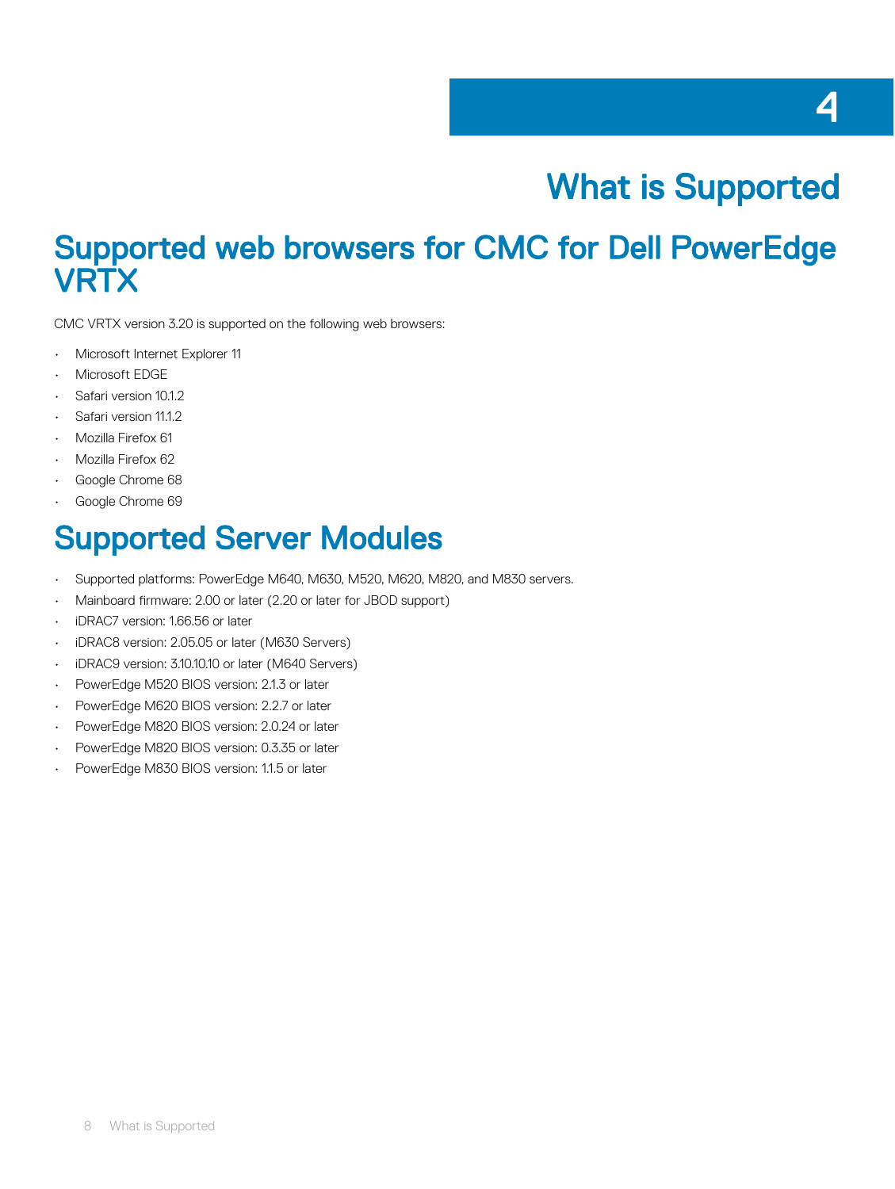# 4 What is Supported

## Supported web browsers for CMC for Dell PowerEdge VRTX

CMC VRTX version 3.20 is supported on the following web browsers:

- Microsoft Internet Explorer 11
- Microsoft EDGE
- Safari version 10.1.2
- Safari version 11.1.2
- Mozilla Firefox 61
- Mozilla Firefox 62
- Google Chrome 68
- Google Chrome 69

## Supported Server Modules

- Supported platforms: PowerEdge M640, M630, M520, M620, M820, and M830 servers.
- Mainboard firmware: 2.00 or later (2.20 or later for JBOD support)
- iDRAC7 version: 1.66.56 or later
- iDRAC8 version: 2.05.05 or later (M630 Servers)
- iDRAC9 version: 3.10.10.10 or later (M640 Servers)
- PowerEdge M520 BIOS version: 2.1.3 or later
- PowerEdge M620 BIOS version: 2.2.7 or later
- PowerEdge M820 BIOS version: 2.0.24 or later
- PowerEdge M820 BIOS version: 0.3.35 or later
- PowerEdge M830 BIOS version: 1.1.5 or later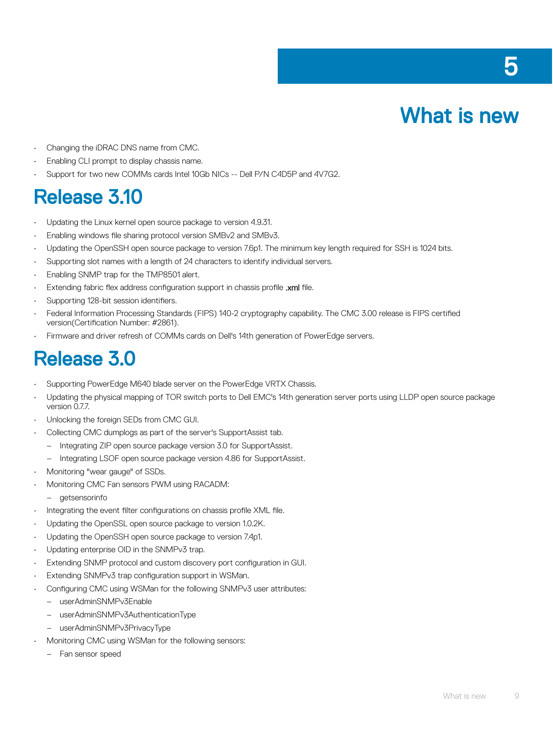# 5 What is new

- Changing the iDRAC DNS name from CMC.
- Enabling CLI prompt to display chassis name.
- Support for two new COMMs cards Intel 10Gb NICs -- Dell P/N C4D5P and 4V7G2.

## Release 3.10

- Updating the Linux kernel open source package to version 4.9.31.
- Enabling windows file sharing protocol version SMBv2 and SMBv3.
- Updating the OpenSSH open source package to version 7.6p1. The minimum key length required for SSH is 1024 bits.
- Supporting slot names with a length of 24 characters to identify individual servers.
- Enabling SNMP trap for the TMP8501 alert.
- Extending fabric flex address configuration support in chassis profile .xml file.
- Supporting 128-bit session identifiers.
- Federal Information Processing Standards (FIPS) 140-2 cryptography capability. The CMC 3.00 release is FIPS certified version(Certification Number: #2861).
- Firmware and driver refresh of COMMs cards on Dell's 14th generation of PowerEdge servers.

## Release 3.0

- Supporting PowerEdge M640 blade server on the PowerEdge VRTX Chassis.
- Updating the physical mapping of TOR switch ports to Dell EMC's 14th generation server ports using LLDP open source package version 0.7.7.
- Unlocking the foreign SEDs from CMC GUI.
- Collecting CMC dumplogs as part of the server's SupportAssist tab.
  - Integrating ZIP open source package version 3.0 for SupportAssist.
  - Integrating LSOF open source package version 4.86 for SupportAssist.
- Monitoring "wear gauge" of SSDs.
- Monitoring CMC Fan sensors PWM using RACADM:
  - getsensorinfo
- Integrating the event filter configurations on chassis profile XML file.
- Updating the OpenSSL open source package to version 1.0.2K.
- Updating the OpenSSH open source package to version 7.4p1.
- Updating enterprise OID in the SNMPv3 trap.
- Extending SNMP protocol and custom discovery port configuration in GUI.
- Extending SNMPv3 trap configuration support in WSMan.
- Configuring CMC using WSMan for the following SNMPv3 user attributes:
  - userAdminSNMPv3Enable
  - userAdminSNMPv3AuthenticationType
  - userAdminSNMPv3PrivacyType
- Monitoring CMC using WSMan for the following sensors:
  - Fan sensor speed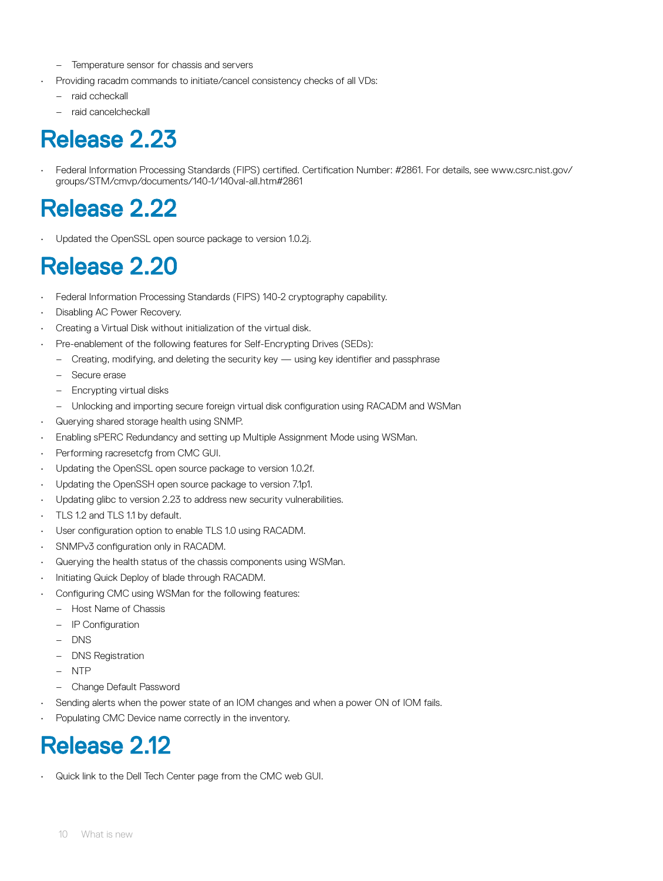- Temperature sensor for chassis and servers
- Providing racadm commands to initiate/cancel consistency checks of all VDs:
  - raid ccheckall
  - raid cancelcheckall

# Release 2.23

- Federal Information Processing Standards (FIPS) certified. Certification Number: #2861. For details, see www.csrc.nist.gov/groups/STM/cmvp/documents/140-1/140val-all.htm#2861

# Release 2.22

- Updated the OpenSSL open source package to version 1.0.2j.

# Release 2.20

- Federal Information Processing Standards (FIPS) 140-2 cryptography capability.
- Disabling AC Power Recovery.
- Creating a Virtual Disk without initialization of the virtual disk.
- Pre-enablement of the following features for Self-Encrypting Drives (SEDs):
  - Creating, modifying, and deleting the security key — using key identifier and passphrase
  - Secure erase
  - Encrypting virtual disks
  - Unlocking and importing secure foreign virtual disk configuration using RACADM and WSMan
- Querying shared storage health using SNMP.
- Enabling sPERC Redundancy and setting up Multiple Assignment Mode using WSMan.
- Performing racresetcfg from CMC GUI.
- Updating the OpenSSL open source package to version 1.0.2f.
- Updating the OpenSSH open source package to version 7.1p1.
- Updating glibc to version 2.23 to address new security vulnerabilities.
- TLS 1.2 and TLS 1.1 by default.
- User configuration option to enable TLS 1.0 using RACADM.
- SNMPv3 configuration only in RACADM.
- Querying the health status of the chassis components using WSMan.
- Initiating Quick Deploy of blade through RACADM.
- Configuring CMC using WSMan for the following features:
  - Host Name of Chassis
  - IP Configuration
  - DNS
  - DNS Registration
  - NTP
  - Change Default Password
- Sending alerts when the power state of an IOM changes and when a power ON of IOM fails.
- Populating CMC Device name correctly in the inventory.

# Release 2.12

- Quick link to the Dell Tech Center page from the CMC web GUI.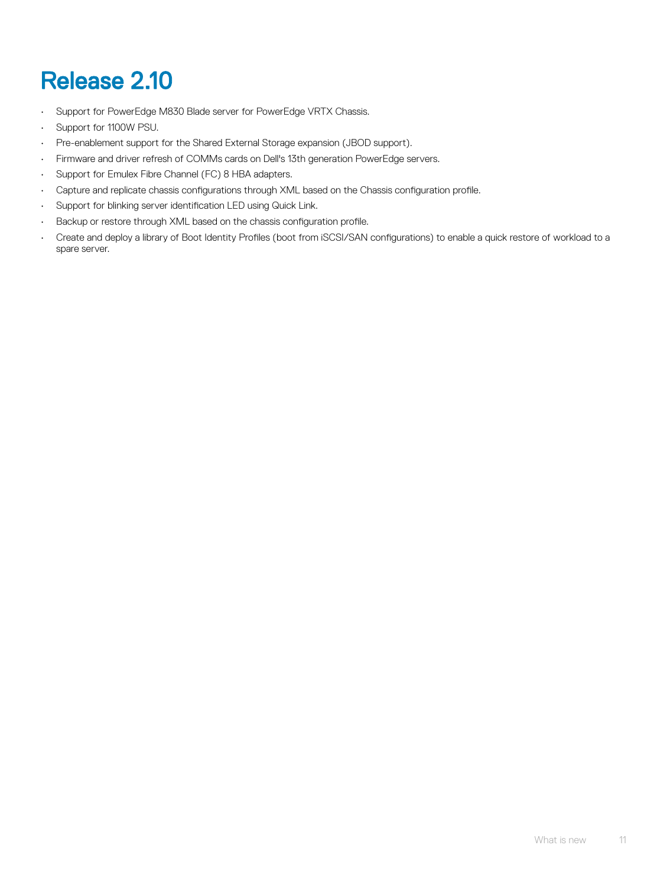# Release 2.10

- Support for PowerEdge M830 Blade server for PowerEdge VRTX Chassis.
- Support for 1100W PSU.
- Pre-enablement support for the Shared External Storage expansion (JBOD support).
- Firmware and driver refresh of COMMs cards on Dell's 13th generation PowerEdge servers.
- Support for Emulex Fibre Channel (FC) 8 HBA adapters.
- Capture and replicate chassis configurations through XML based on the Chassis configuration profile.
- Support for blinking server identification LED using Quick Link.
- Backup or restore through XML based on the chassis configuration profile.
- Create and deploy a library of Boot Identity Profiles (boot from iSCSI/SAN configurations) to enable a quick restore of workload to a spare server.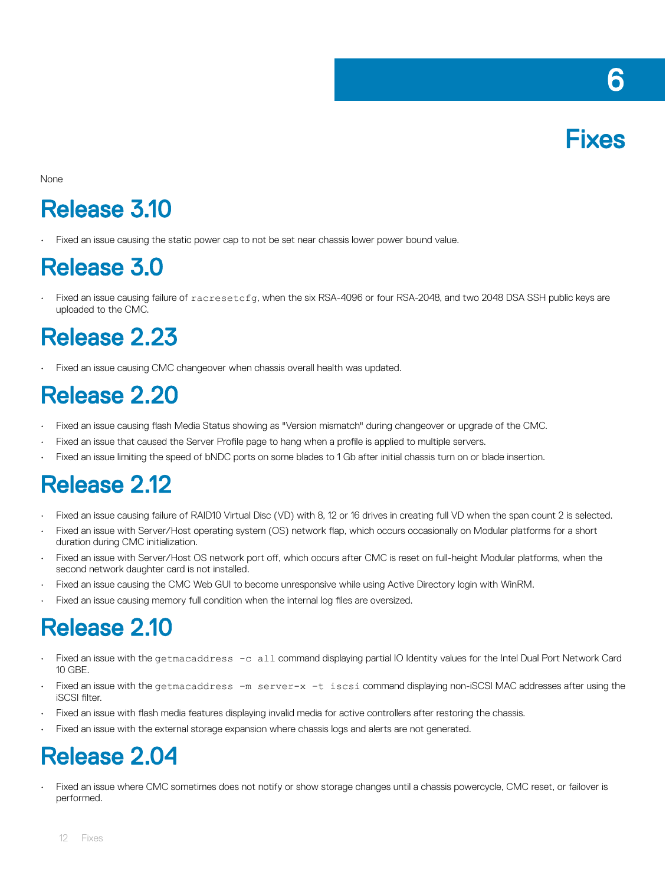# 6 Fixes

None

## Release 3.10

- Fixed an issue causing the static power cap to not be set near chassis lower power bound value.

## Release 3.0

- Fixed an issue causing failure of `racresetcfg`, when the six RSA-4096 or four RSA-2048, and two 2048 DSA SSH public keys are uploaded to the CMC.

## Release 2.23

- Fixed an issue causing CMC changeover when chassis overall health was updated.

## Release 2.20

- Fixed an issue causing flash Media Status showing as "Version mismatch" during changeover or upgrade of the CMC.
- Fixed an issue that caused the Server Profile page to hang when a profile is applied to multiple servers.
- Fixed an issue limiting the speed of bNDC ports on some blades to 1 Gb after initial chassis turn on or blade insertion.

## Release 2.12

- Fixed an issue causing failure of RAID10 Virtual Disc (VD) with 8, 12 or 16 drives in creating full VD when the span count 2 is selected.
- Fixed an issue with Server/Host operating system (OS) network flap, which occurs occasionally on Modular platforms for a short duration during CMC initialization.
- Fixed an issue with Server/Host OS network port off, which occurs after CMC is reset on full-height Modular platforms, when the second network daughter card is not installed.
- Fixed an issue causing the CMC Web GUI to become unresponsive while using Active Directory login with WinRM.
- Fixed an issue causing memory full condition when the internal log files are oversized.

## Release 2.10

- Fixed an issue with the `getmacaddress -c all` command displaying partial IO Identity values for the Intel Dual Port Network Card 10 GBE.
- Fixed an issue with the `getmacaddress -m server-x -t iscsi` command displaying non-iSCSI MAC addresses after using the iSCSI filter.
- Fixed an issue with flash media features displaying invalid media for active controllers after restoring the chassis.
- Fixed an issue with the external storage expansion where chassis logs and alerts are not generated.

## Release 2.04

- Fixed an issue where CMC sometimes does not notify or show storage changes until a chassis powercycle, CMC reset, or failover is performed.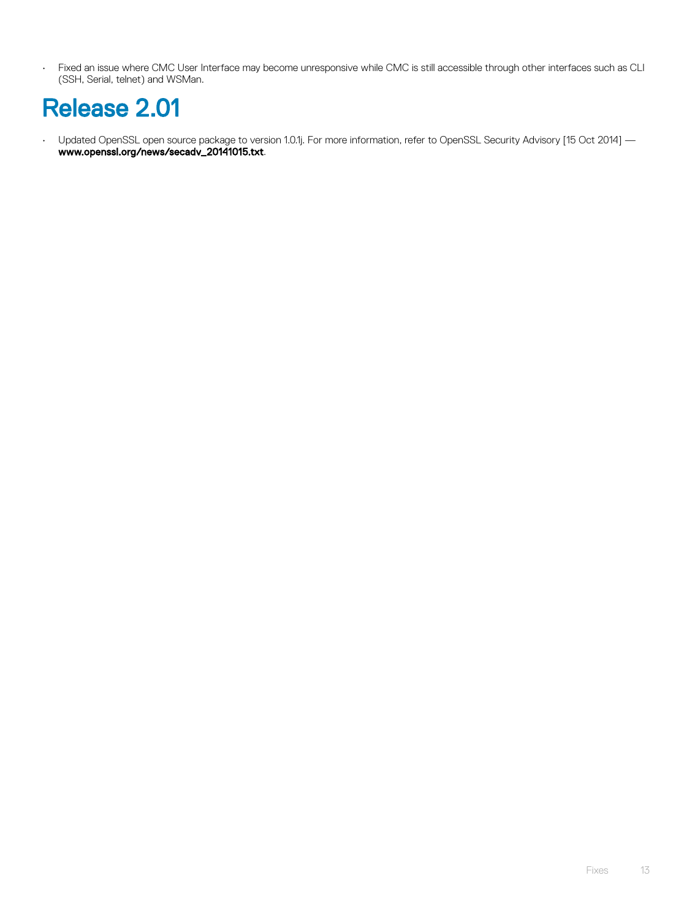- Fixed an issue where CMC User Interface may become unresponsive while CMC is still accessible through other interfaces such as CLI (SSH, Serial, telnet) and WSMan.

## Release 2.01

- Updated OpenSSL open source package to version 1.0.1j. For more information, refer to OpenSSL Security Advisory [15 Oct 2014] — **www.openssl.org/news/secadv_20141015.txt**.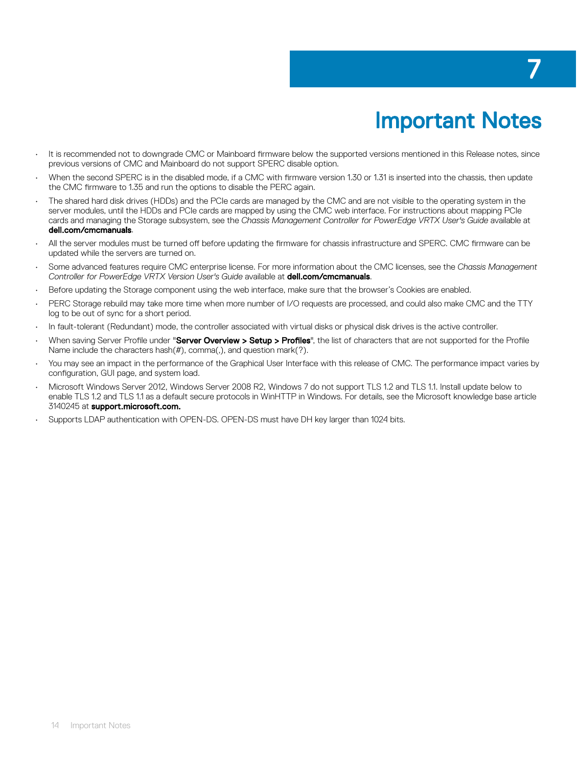# 7 Important Notes

- It is recommended not to downgrade CMC or Mainboard firmware below the supported versions mentioned in this Release notes, since previous versions of CMC and Mainboard do not support SPERC disable option.
- When the second SPERC is in the disabled mode, if a CMC with firmware version 1.30 or 1.31 is inserted into the chassis, then update the CMC firmware to 1.35 and run the options to disable the PERC again.
- The shared hard disk drives (HDDs) and the PCIe cards are managed by the CMC and are not visible to the operating system in the server modules, until the HDDs and PCIe cards are mapped by using the CMC web interface. For instructions about mapping PCIe cards and managing the Storage subsystem, see the *Chassis Management Controller for PowerEdge VRTX User's Guide* available at **dell.com/cmcmanuals**.
- All the server modules must be turned off before updating the firmware for chassis infrastructure and SPERC. CMC firmware can be updated while the servers are turned on.
- Some advanced features require CMC enterprise license. For more information about the CMC licenses, see the *Chassis Management Controller for PowerEdge VRTX Version User's Guide* available at **dell.com/cmcmanuals**.
- Before updating the Storage component using the web interface, make sure that the browser's Cookies are enabled.
- PERC Storage rebuild may take more time when more number of I/O requests are processed, and could also make CMC and the TTY log to be out of sync for a short period.
- In fault-tolerant (Redundant) mode, the controller associated with virtual disks or physical disk drives is the active controller.
- When saving Server Profile under "**Server Overview > Setup > Profiles**", the list of characters that are not supported for the Profile Name include the characters hash(#), comma(,), and question mark(?).
- You may see an impact in the performance of the Graphical User Interface with this release of CMC. The performance impact varies by configuration, GUI page, and system load.
- Microsoft Windows Server 2012, Windows Server 2008 R2, Windows 7 do not support TLS 1.2 and TLS 1.1. Install update below to enable TLS 1.2 and TLS 1.1 as a default secure protocols in WinHTTP in Windows. For details, see the Microsoft knowledge base article 3140245 at **support.microsoft.com.**
- Supports LDAP authentication with OPEN-DS. OPEN-DS must have DH key larger than 1024 bits.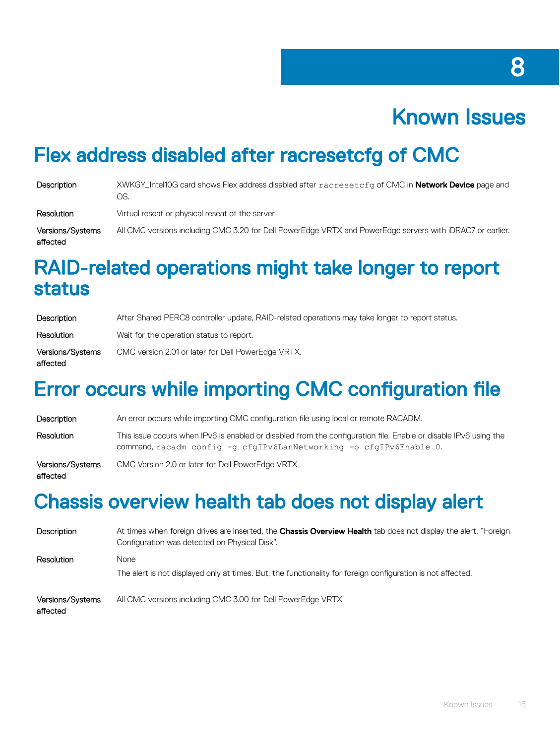# 8

# Known Issues

## Flex address disabled after racresetcfg of CMC

| | |
|---|---|
| Description | XWKGY_Intel10G card shows Flex address disabled after `racresetcfg` of CMC in **Network Device** page and OS. |
| Resolution | Virtual reseat or physical reseat of the server |
| Versions/Systems affected | All CMC versions including CMC 3.20 for Dell PowerEdge VRTX and PowerEdge servers with iDRAC7 or earlier. |

## RAID-related operations might take longer to report status

| | |
|---|---|
| Description | After Shared PERC8 controller update, RAID-related operations may take longer to report status. |
| Resolution | Wait for the operation status to report. |
| Versions/Systems affected | CMC version 2.01 or later for Dell PowerEdge VRTX. |

## Error occurs while importing CMC configuration file

| | |
|---|---|
| Description | An error occurs while importing CMC configuration file using local or remote RACADM. |
| Resolution | This issue occurs when IPv6 is enabled or disabled from the configuration file. Enable or disable IPv6 using the command, `racadm config -g cfgIPv6LanNetworking -o cfgIPv6Enable 0`. |
| Versions/Systems affected | CMC Version 2.0 or later for Dell PowerEdge VRTX |

## Chassis overview health tab does not display alert

| | |
|---|---|
| Description | At times when foreign drives are inserted, the **Chassis Overview Health** tab does not display the alert, "Foreign Configuration was detected on Physical Disk". |
| Resolution | None<br>The alert is not displayed only at times. But, the functionality for foreign configuration is not affected. |
| Versions/Systems affected | All CMC versions including CMC 3.00 for Dell PowerEdge VRTX |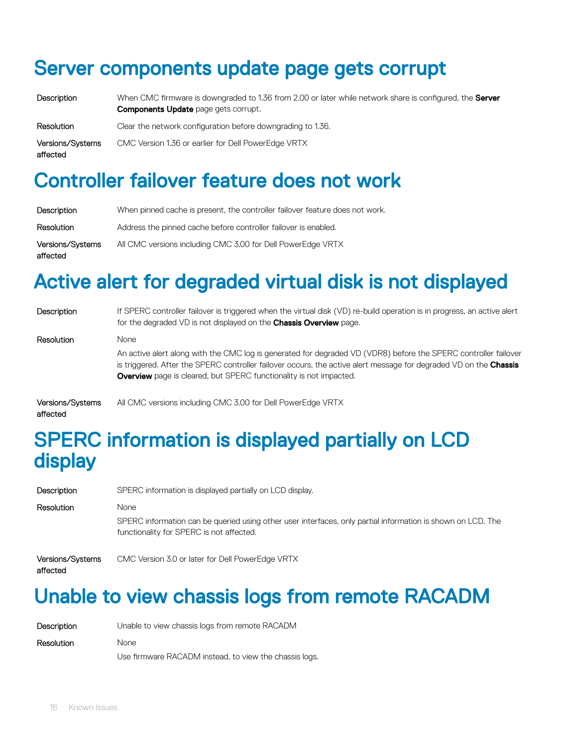# Server components update page gets corrupt

| | |
|---|---|
| Description | When CMC firmware is downgraded to 1.36 from 2.00 or later while network share is configured, the **Server Components Update** page gets corrupt. |
| Resolution | Clear the network configuration before downgrading to 1.36. |
| Versions/Systems affected | CMC Version 1.36 or earlier for Dell PowerEdge VRTX |

# Controller failover feature does not work

| | |
|---|---|
| Description | When pinned cache is present, the controller failover feature does not work. |
| Resolution | Address the pinned cache before controller failover is enabled. |
| Versions/Systems affected | All CMC versions including CMC 3.00 for Dell PowerEdge VRTX |

# Active alert for degraded virtual disk is not displayed

| | |
|---|---|
| Description | If SPERC controller failover is triggered when the virtual disk (VD) re-build operation is in progress, an active alert for the degraded VD is not displayed on the **Chassis Overview** page. |
| Resolution | None<br><br>An active alert along with the CMC log is generated for degraded VD (VDR8) before the SPERC controller failover is triggered. After the SPERC controller failover occurs, the active alert message for degraded VD on the **Chassis Overview** page is cleared, but SPERC functionality is not impacted. |
| Versions/Systems affected | All CMC versions including CMC 3.00 for Dell PowerEdge VRTX |

# SPERC information is displayed partially on LCD display

| | |
|---|---|
| Description | SPERC information is displayed partially on LCD display. |
| Resolution | None<br><br>SPERC information can be queried using other user interfaces, only partial information is shown on LCD. The functionality for SPERC is not affected. |
| Versions/Systems affected | CMC Version 3.0 or later for Dell PowerEdge VRTX |

# Unable to view chassis logs from remote RACADM

| | |
|---|---|
| Description | Unable to view chassis logs from remote RACADM |
| Resolution | None<br><br>Use firmware RACADM instead, to view the chassis logs. |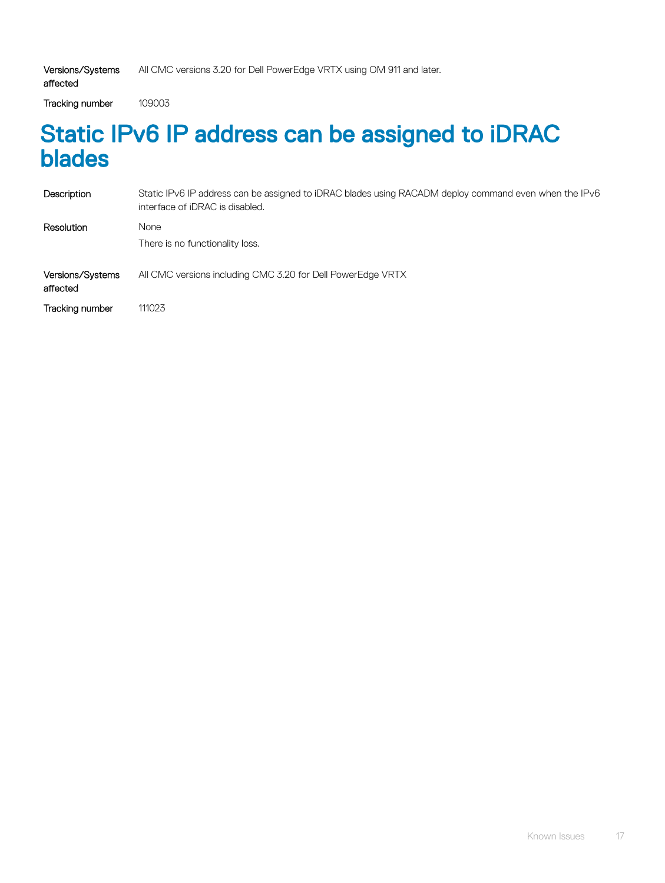Versions/Systems affected: All CMC versions 3.20 for Dell PowerEdge VRTX using OM 911 and later.

Tracking number: 109003

## Static IPv6 IP address can be assigned to iDRAC blades

**Description**: Static IPv6 IP address can be assigned to iDRAC blades using RACADM deploy command even when the IPv6 interface of iDRAC is disabled.

**Resolution**: None

There is no functionality loss.

**Versions/Systems affected**: All CMC versions including CMC 3.20 for Dell PowerEdge VRTX

**Tracking number**: 111023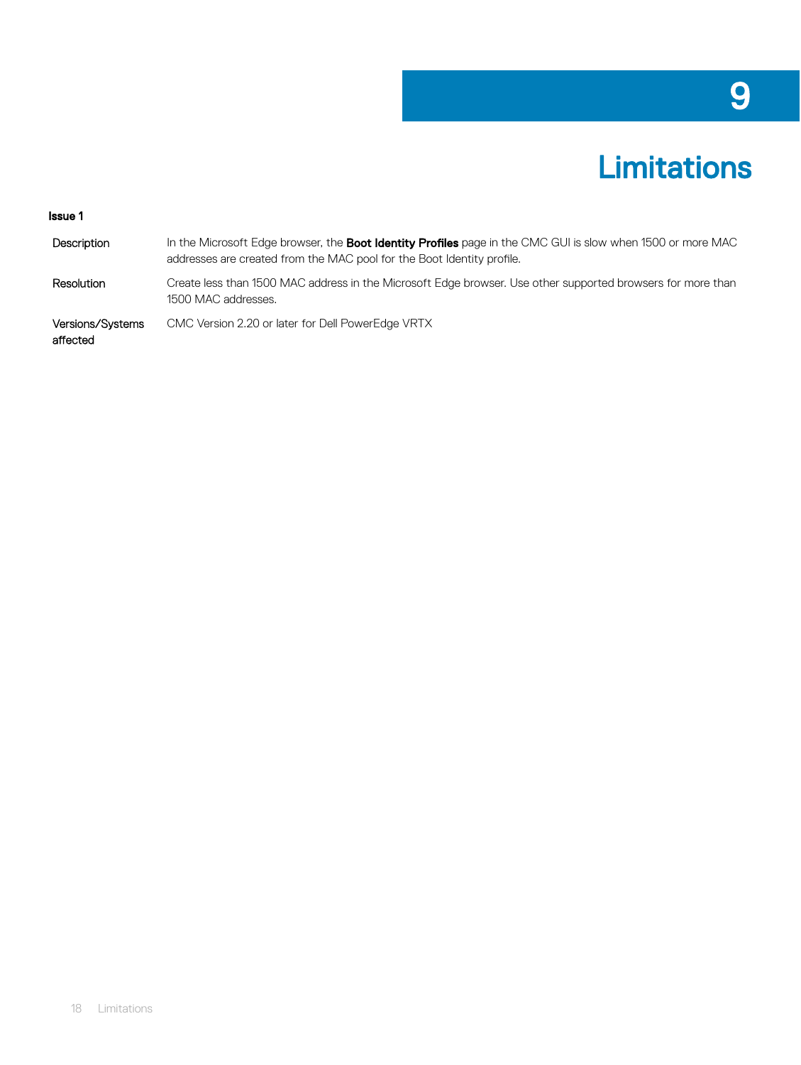# 9 Limitations

**Issue 1**

| | |
|---|---|
| Description | In the Microsoft Edge browser, the **Boot Identity Profiles** page in the CMC GUI is slow when 1500 or more MAC addresses are created from the MAC pool for the Boot Identity profile. |
| Resolution | Create less than 1500 MAC address in the Microsoft Edge browser. Use other supported browsers for more than 1500 MAC addresses. |
| Versions/Systems affected | CMC Version 2.20 or later for Dell PowerEdge VRTX |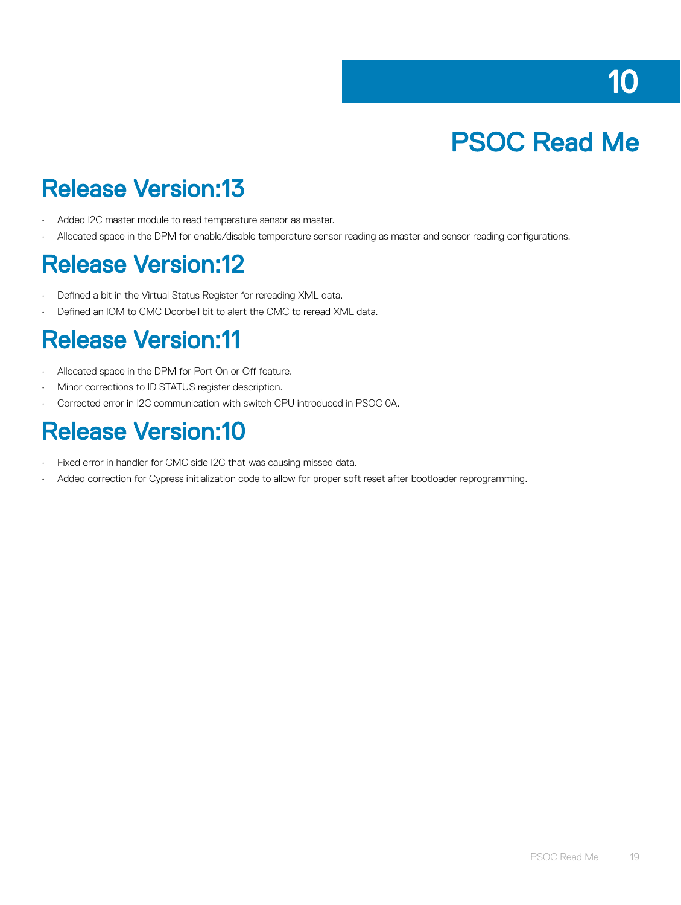# 10 PSOC Read Me

## Release Version:13

- Added I2C master module to read temperature sensor as master.
- Allocated space in the DPM for enable/disable temperature sensor reading as master and sensor reading configurations.

## Release Version:12

- Defined a bit in the Virtual Status Register for rereading XML data.
- Defined an IOM to CMC Doorbell bit to alert the CMC to reread XML data.

## Release Version:11

- Allocated space in the DPM for Port On or Off feature.
- Minor corrections to ID STATUS register description.
- Corrected error in I2C communication with switch CPU introduced in PSOC 0A.

## Release Version:10

- Fixed error in handler for CMC side I2C that was causing missed data.
- Added correction for Cypress initialization code to allow for proper soft reset after bootloader reprogramming.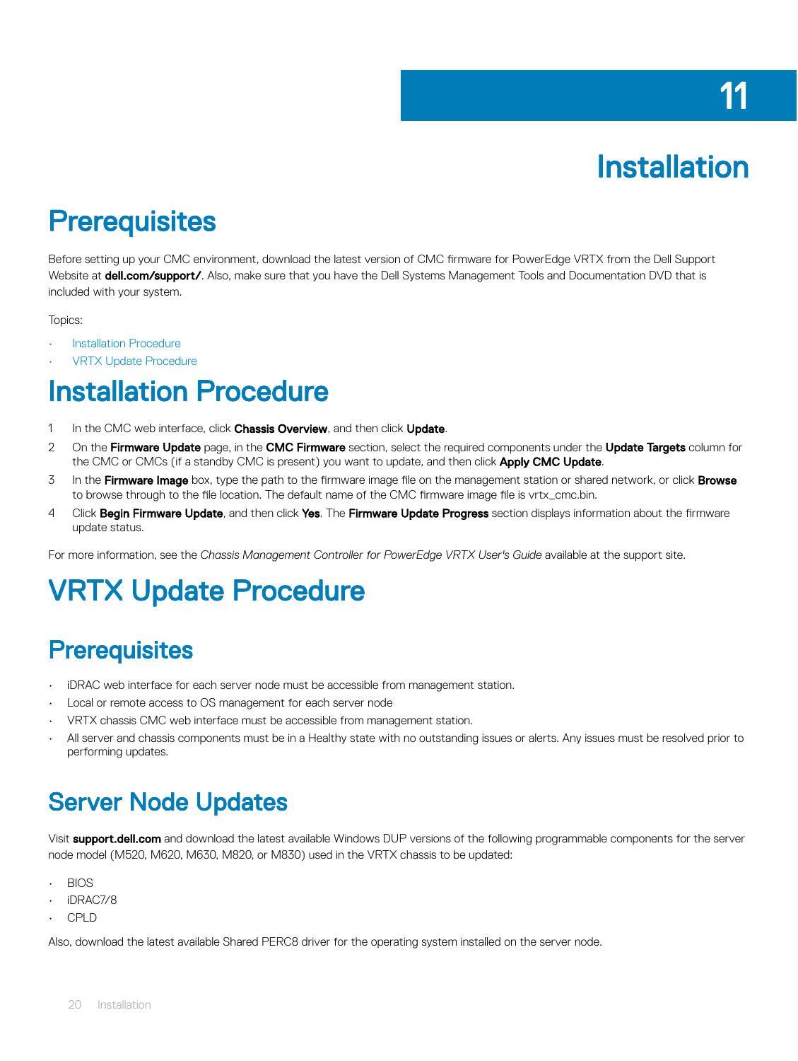# 11 Installation

## Prerequisites

Before setting up your CMC environment, download the latest version of CMC firmware for PowerEdge VRTX from the Dell Support Website at **dell.com/support/**. Also, make sure that you have the Dell Systems Management Tools and Documentation DVD that is included with your system.

Topics:

- Installation Procedure
- VRTX Update Procedure

## Installation Procedure

1. In the CMC web interface, click **Chassis Overview**, and then click **Update**.
2. On the **Firmware Update** page, in the **CMC Firmware** section, select the required components under the **Update Targets** column for the CMC or CMCs (if a standby CMC is present) you want to update, and then click **Apply CMC Update**.
3. In the **Firmware Image** box, type the path to the firmware image file on the management station or shared network, or click **Browse** to browse through to the file location. The default name of the CMC firmware image file is vrtx_cmc.bin.
4. Click **Begin Firmware Update**, and then click **Yes**. The **Firmware Update Progress** section displays information about the firmware update status.

For more information, see the *Chassis Management Controller for PowerEdge VRTX User's Guide* available at the support site.

## VRTX Update Procedure

### Prerequisites

- iDRAC web interface for each server node must be accessible from management station.
- Local or remote access to OS management for each server node
- VRTX chassis CMC web interface must be accessible from management station.
- All server and chassis components must be in a Healthy state with no outstanding issues or alerts. Any issues must be resolved prior to performing updates.

### Server Node Updates

Visit **support.dell.com** and download the latest available Windows DUP versions of the following programmable components for the server node model (M520, M620, M630, M820, or M830) used in the VRTX chassis to be updated:

- BIOS
- iDRAC7/8
- CPLD

Also, download the latest available Shared PERC8 driver for the operating system installed on the server node.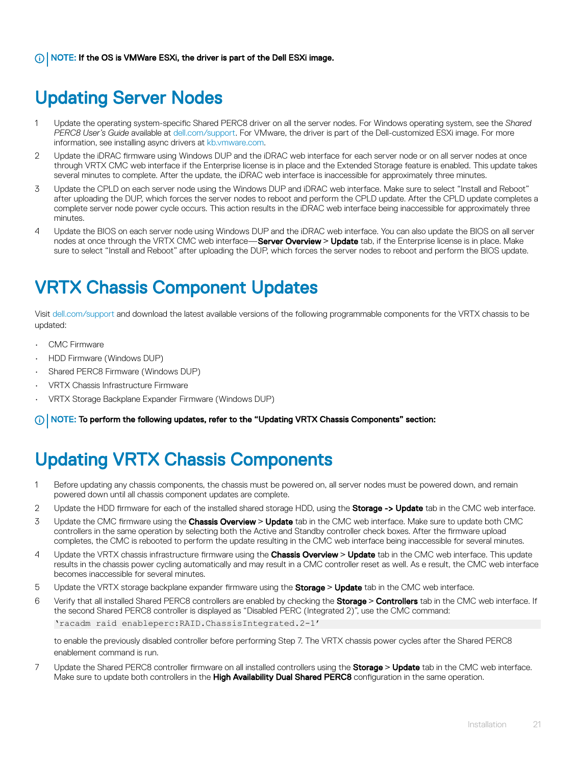**NOTE: If the OS is VMWare ESXi, the driver is part of the Dell ESXi image.**

## Updating Server Nodes

1. Update the operating system-specific Shared PERC8 driver on all the server nodes. For Windows operating system, see the *Shared PERC8 User's Guide* available at dell.com/support. For VMware, the driver is part of the Dell-customized ESXi image. For more information, see installing async drivers at kb.vmware.com.
2. Update the iDRAC firmware using Windows DUP and the iDRAC web interface for each server node or on all server nodes at once through VRTX CMC web interface if the Enterprise license is in place and the Extended Storage feature is enabled. This update takes several minutes to complete. After the update, the iDRAC web interface is inaccessible for approximately three minutes.
3. Update the CPLD on each server node using the Windows DUP and iDRAC web interface. Make sure to select "Install and Reboot" after uploading the DUP, which forces the server nodes to reboot and perform the CPLD update. After the CPLD update completes a complete server node power cycle occurs. This action results in the iDRAC web interface being inaccessible for approximately three minutes.
4. Update the BIOS on each server node using Windows DUP and the iDRAC web interface. You can also update the BIOS on all server nodes at once through the VRTX CMC web interface—**Server Overview** > **Update** tab, if the Enterprise license is in place. Make sure to select "Install and Reboot" after uploading the DUP, which forces the server nodes to reboot and perform the BIOS update.

## VRTX Chassis Component Updates

Visit dell.com/support and download the latest available versions of the following programmable components for the VRTX chassis to be updated:

- CMC Firmware
- HDD Firmware (Windows DUP)
- Shared PERC8 Firmware (Windows DUP)
- VRTX Chassis Infrastructure Firmware
- VRTX Storage Backplane Expander Firmware (Windows DUP)

**NOTE: To perform the following updates, refer to the "Updating VRTX Chassis Components" section:**

## Updating VRTX Chassis Components

1. Before updating any chassis components, the chassis must be powered on, all server nodes must be powered down, and remain powered down until all chassis component updates are complete.
2. Update the HDD firmware for each of the installed shared storage HDD, using the **Storage -> Update** tab in the CMC web interface.
3. Update the CMC firmware using the **Chassis Overview** > **Update** tab in the CMC web interface. Make sure to update both CMC controllers in the same operation by selecting both the Active and Standby controller check boxes. After the firmware upload completes, the CMC is rebooted to perform the update resulting in the CMC web interface being inaccessible for several minutes.
4. Update the VRTX chassis infrastructure firmware using the **Chassis Overview** > **Update** tab in the CMC web interface. This update results in the chassis power cycling automatically and may result in a CMC controller reset as well. As e result, the CMC web interface becomes inaccessible for several minutes.
5. Update the VRTX storage backplane expander firmware using the **Storage** > **Update** tab in the CMC web interface.
6. Verify that all installed Shared PERC8 controllers are enabled by checking the **Storage** > **Controllers** tab in the CMC web interface. If the second Shared PERC8 controller is displayed as "Disabled PERC (Integrated 2)", use the CMC command:

   ```
   'racadm raid enableperc:RAID.ChassisIntegrated.2-1'
   ```

   to enable the previously disabled controller before performing Step 7. The VRTX chassis power cycles after the Shared PERC8 enablement command is run.
7. Update the Shared PERC8 controller firmware on all installed controllers using the **Storage** > **Update** tab in the CMC web interface. Make sure to update both controllers in the **High Availability Dual Shared PERC8** configuration in the same operation.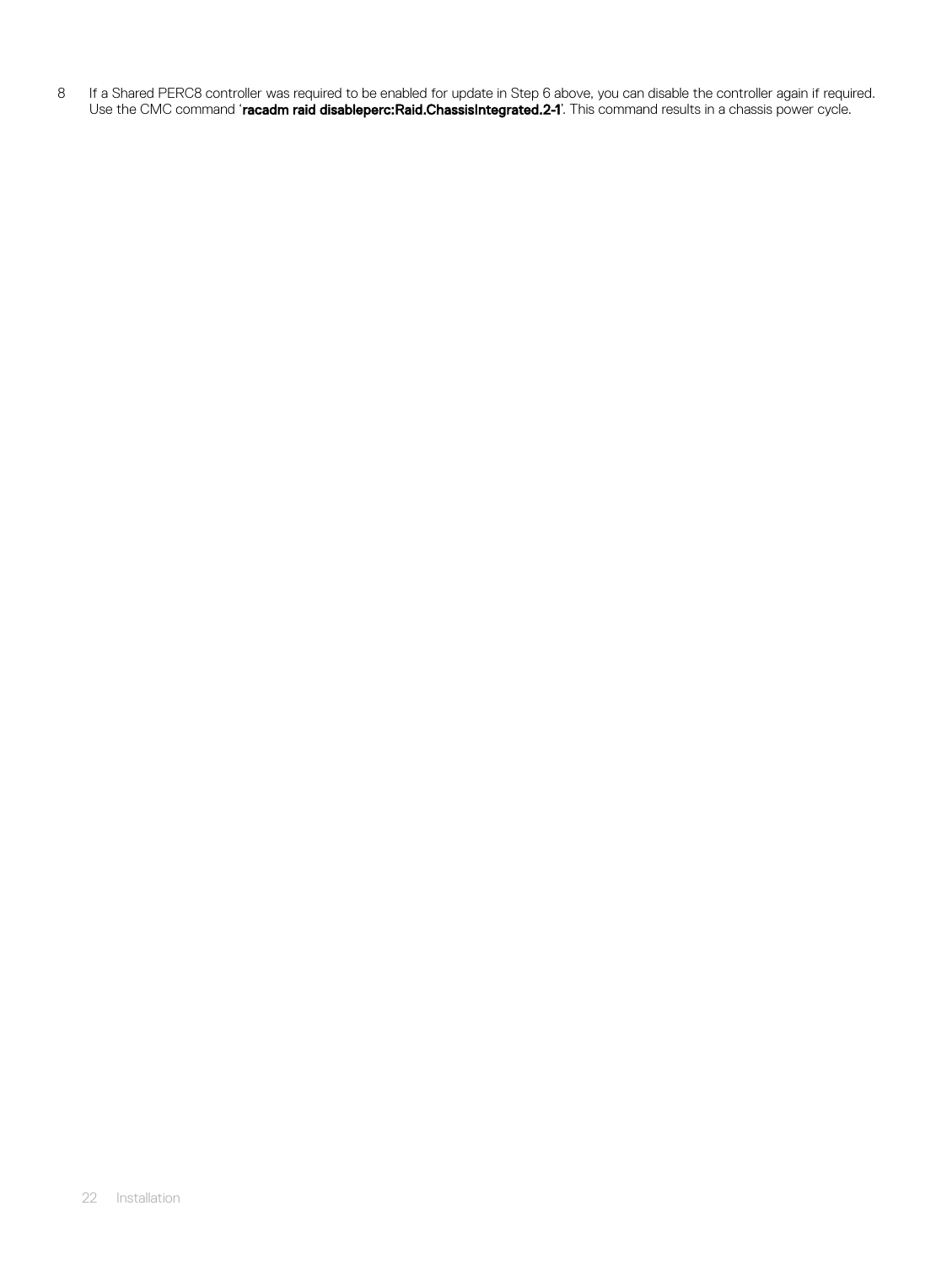8. If a Shared PERC8 controller was required to be enabled for update in Step 6 above, you can disable the controller again if required. Use the CMC command '**racadm raid disableperc:Raid.ChassisIntegrated.2-1**'. This command results in a chassis power cycle.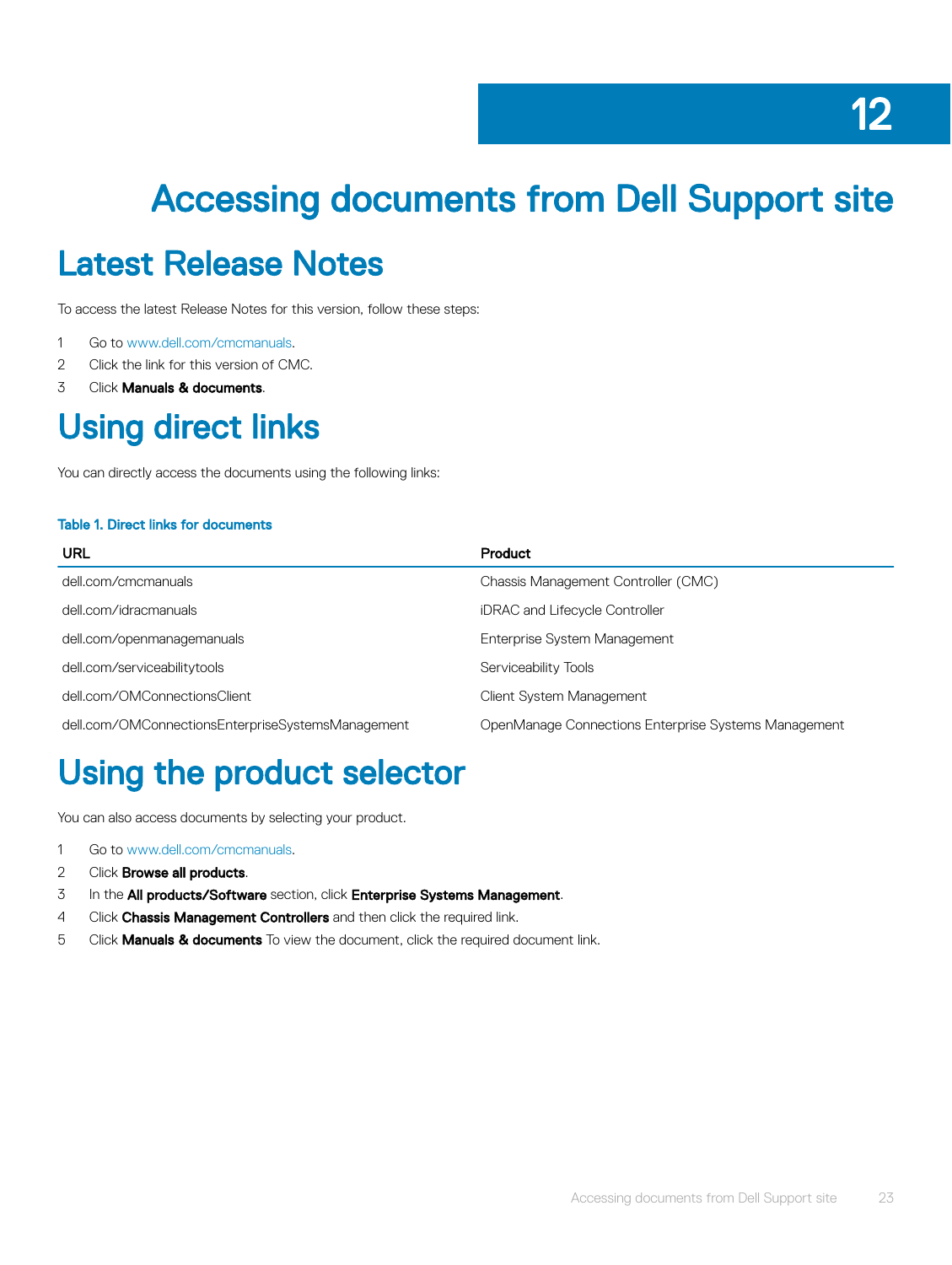# 12

# Accessing documents from Dell Support site

## Latest Release Notes

To access the latest Release Notes for this version, follow these steps:

1. Go to www.dell.com/cmcmanuals.
2. Click the link for this version of CMC.
3. Click **Manuals & documents**.

## Using direct links

You can directly access the documents using the following links:

**Table 1. Direct links for documents**

| URL | Product |
| --- | --- |
| dell.com/cmcmanuals | Chassis Management Controller (CMC) |
| dell.com/idracmanuals | iDRAC and Lifecycle Controller |
| dell.com/openmanagemanuals | Enterprise System Management |
| dell.com/serviceabilitytools | Serviceability Tools |
| dell.com/OMConnectionsClient | Client System Management |
| dell.com/OMConnectionsEnterpriseSystemsManagement | OpenManage Connections Enterprise Systems Management |

## Using the product selector

You can also access documents by selecting your product.

1. Go to www.dell.com/cmcmanuals.
2. Click **Browse all products**.
3. In the **All products/Software** section, click **Enterprise Systems Management**.
4. Click **Chassis Management Controllers** and then click the required link.
5. Click **Manuals & documents** To view the document, click the required document link.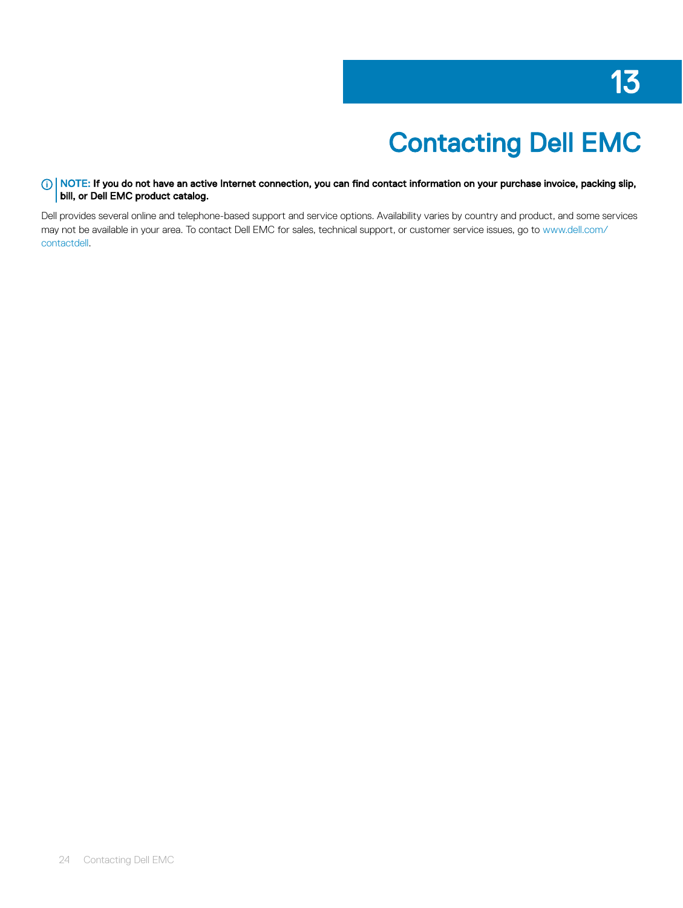# 13 Contacting Dell EMC

**NOTE: If you do not have an active Internet connection, you can find contact information on your purchase invoice, packing slip, bill, or Dell EMC product catalog.**

Dell provides several online and telephone-based support and service options. Availability varies by country and product, and some services may not be available in your area. To contact Dell EMC for sales, technical support, or customer service issues, go to www.dell.com/contactdell.